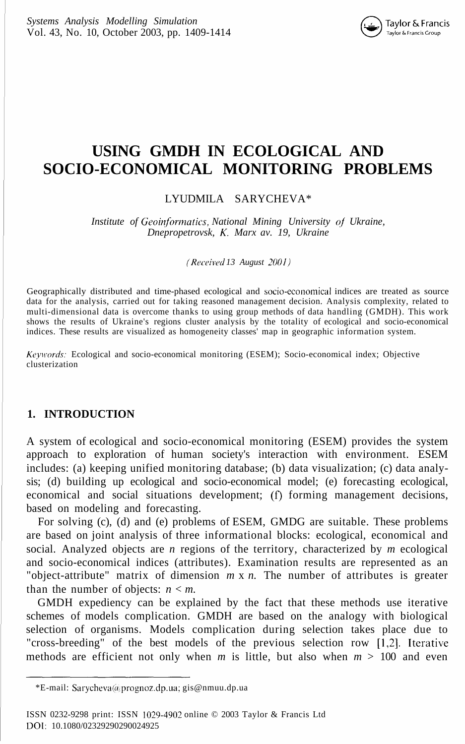# USING GMDH IN ECOLOGICAL AND SOCIO-ECONOMICAL MONITORING PROBLEMS

LYUDMILA SARYCHEVA*

*Institute of Geoinformatics, National Mining University of Ukraine, Dnepropetrovsk, K. Marx av. 19, Ukraine*

*(Received 13 August 2001)*

Geographically distributed and time-phased ecological and socio-economical indices are treated as source data for the analysis, carried out for taking reasoned management decision. Analysis complexity, related to multi-dimensional data is overcome thanks to using group methods of data handling (GMDH). This work shows the results of Ukraine's regions cluster analysis by the totality of ecological and socio-economical indices. These results are visualized as homogeneity classes' map in geographic information system.

*Keywords:* Ecological and socio-economical monitoring (ESEM); Socio-economical index; Objective clusterization

## 1. INTRODUCTION

A system of ecological and socio-economical monitoring (ESEM) provides the system approach to exploration of human society's interaction with environment. ESEM includes: (a) keeping unified monitoring database; (b) data visualization; (c) data analysis; (d) building up ecological and socio-economical model; (e) forecasting ecological, economical and social situations development; (f) forming management decisions, based on modeling and forecasting.

For solving (c), (d) and (e) problems of ESEM, GMDG are suitable. These problems are based on joint analysis of three informational blocks: ecological, economical and social. Analyzed objects are $n$ regions of the territory, characterized by $m$ ecological and socio-economical indices (attributes). Examination results are represented as an "object-attribute" matrix of dimension $m \times n$. The number of attributes is greater than the number of objects: $n < m$.

GMDH expediency can be explained by the fact that these methods use iterative schemes of models complication. GMDH are based on the analogy with biological selection of organisms. Models complication during selection takes place due to "cross-breeding" of the best models of the previous selection row [1,2]. Iterative methods are efficient not only when $m$ is little, but also when $m > 100$ and even

*E-mail: Sarycheva@prognoz.dp.ua; gis@nmuu.dp.ua

ISSN 0232-9298 print: ISSN 1029-4902 online © 2003 Taylor & Francis Ltd
DOI: 10.1080/02329290290024925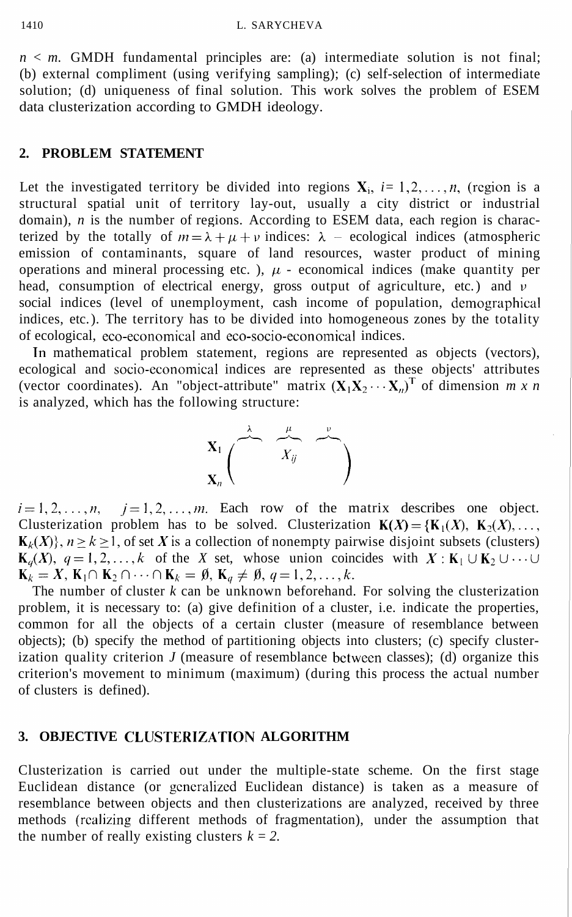$n < m$. GMDH fundamental principles are: (a) intermediate solution is not final; (b) external compliment (using verifying sampling); (c) self-selection of intermediate solution; (d) uniqueness of final solution. This work solves the problem of ESEM data clusterization according to GMDH ideology.

## 2. PROBLEM STATEMENT

Let the investigated territory be divided into regions $\mathbf{X}_i$, $i = 1, 2, \ldots, n$, (region is a structural spatial unit of territory lay-out, usually a city district or industrial domain), $n$ is the number of regions. According to ESEM data, each region is characterized by the totally of $m = \lambda + \mu + \nu$ indices: $\lambda$ – ecological indices (atmospheric emission of contaminants, square of land resources, waster product of mining operations and mineral processing etc. ), $\mu$ - economical indices (make quantity per head, consumption of electrical energy, gross output of agriculture, etc.) and $\nu$ social indices (level of unemployment, cash income of population, demographical indices, etc.). The territory has to be divided into homogeneous zones by the totality of ecological, eco-economical and eco-socio-economical indices.

In mathematical problem statement, regions are represented as objects (vectors), ecological and socio-economical indices are represented as these objects' attributes (vector coordinates). An "object-attribute" matrix $(\mathbf{X}_1 \mathbf{X}_2 \cdots \mathbf{X}_n)^{\mathrm{T}}$ of dimension $m \times n$ is analyzed, which has the following structure:

$$
\begin{matrix} \mathbf{X}_1 \\ \\ \mathbf{X}_n \end{matrix}
\begin{pmatrix} \overbrace{\qquad}^{\lambda} & \overbrace{\qquad}^{\mu} & \overbrace{\qquad}^{\nu} \\ & X_{ij} & \\ & & \end{pmatrix}
$$

$i = 1, 2, \ldots, n, \quad j = 1, 2, \ldots, m.$ Each row of the matrix describes one object. Clusterization problem has to be solved. Clusterization $\mathbf{K}(X) = \{\mathbf{K}_1(X), \mathbf{K}_2(X), \ldots, \mathbf{K}_k(X)\}$, $n \geq k \geq 1$, of set $X$ is a collection of nonempty pairwise disjoint subsets (clusters) $\mathbf{K}_q(X)$, $q = 1, 2, \ldots, k$ of the $X$ set, whose union coincides with $X : \mathbf{K}_1 \cup \mathbf{K}_2 \cup \cdots \cup \mathbf{K}_k = X$, $\mathbf{K}_1 \cap \mathbf{K}_2 \cap \cdots \cap \mathbf{K}_k = \emptyset$, $\mathbf{K}_q \neq \emptyset$, $q = 1, 2, \ldots, k$.

The number of cluster $k$ can be unknown beforehand. For solving the clusterization problem, it is necessary to: (a) give definition of a cluster, i.e. indicate the properties, common for all the objects of a certain cluster (measure of resemblance between objects); (b) specify the method of partitioning objects into clusters; (c) specify clusterization quality criterion $J$ (measure of resemblance between classes); (d) organize this criterion's movement to minimum (maximum) (during this process the actual number of clusters is defined).

## 3. OBJECTIVE CLUSTERIZATION ALGORITHM

Clusterization is carried out under the multiple-state scheme. On the first stage Euclidean distance (or generalized Euclidean distance) is taken as a measure of resemblance between objects and then clusterizations are analyzed, received by three methods (realizing different methods of fragmentation), under the assumption that the number of really existing clusters $k = 2$.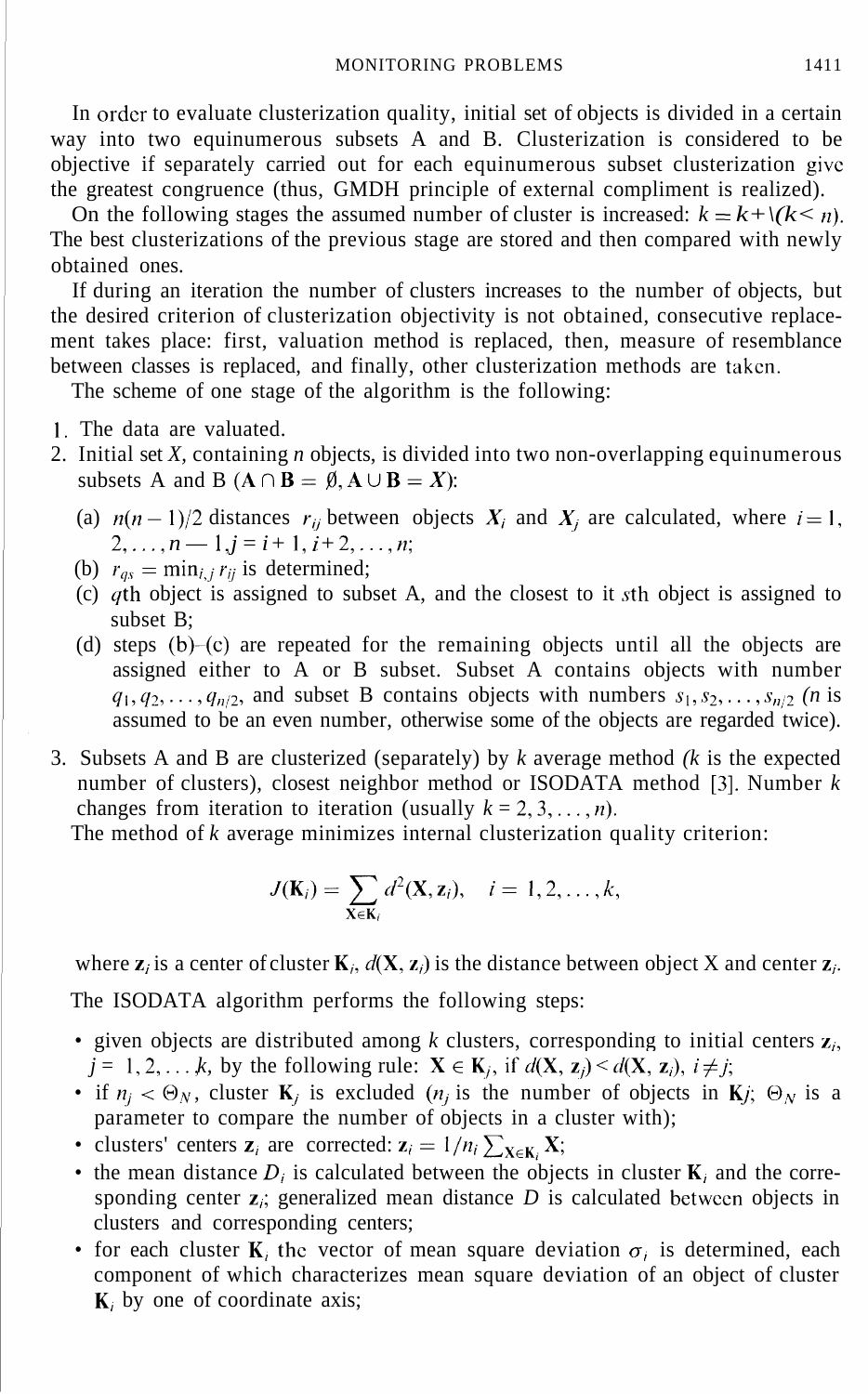In order to evaluate clusterization quality, initial set of objects is divided in a certain way into two equinumerous subsets A and B. Clusterization is considered to be objective if separately carried out for each equinumerous subset clusterization give the greatest congruence (thus, GMDH principle of external compliment is realized).

On the following stages the assumed number of cluster is increased: $k = k + 1 (k < n)$. The best clusterizations of the previous stage are stored and then compared with newly obtained ones.

If during an iteration the number of clusters increases to the number of objects, but the desired criterion of clusterization objectivity is not obtained, consecutive replacement takes place: first, valuation method is replaced, then, measure of resemblance between classes is replaced, and finally, other clusterization methods are taken.

The scheme of one stage of the algorithm is the following:

1. The data are valuated.
2. Initial set $X$, containing $n$ objects, is divided into two non-overlapping equinumerous subsets A and B ($\mathbf{A} \cap \mathbf{B} = \emptyset, \mathbf{A} \cup \mathbf{B} = X$):
   - (a) $n(n-1)/2$ distances $r_{ij}$ between objects $\boldsymbol{X}_i$ and $\boldsymbol{X}_j$ are calculated, where $i = 1, 2, \ldots, n-1, j = i+1, i+2, \ldots, n$;
   - (b) $r_{qs} = \min_{i,j} r_{ij}$ is determined;
   - (c) $q$th object is assigned to subset A, and the closest to it $s$th object is assigned to subset B;
   - (d) steps (b)–(c) are repeated for the remaining objects until all the objects are assigned either to A or B subset. Subset A contains objects with number $q_1, q_2, \ldots, q_{n/2}$, and subset B contains objects with numbers $s_1, s_2, \ldots, s_{n/2}$ (*n* is assumed to be an even number, otherwise some of the objects are regarded twice).
3. Subsets A and B are clusterized (separately) by $k$ average method ($k$ is the expected number of clusters), closest neighbor method or ISODATA method [3]. Number $k$ changes from iteration to iteration (usually $k = 2, 3, \ldots, n$).

   The method of $k$ average minimizes internal clusterization quality criterion:

$$J(\mathbf{K}_i) = \sum_{\mathbf{X} \in \mathbf{K}_i} d^2(\mathbf{X}, \mathbf{z}_i), \quad i = 1, 2, \ldots, k,$$

   where $\mathbf{z}_i$ is a center of cluster $\mathbf{K}_i$, $d(\mathbf{X}, \mathbf{z}_i)$ is the distance between object X and center $\mathbf{z}_i$.

   The ISODATA algorithm performs the following steps:

   - given objects are distributed among $k$ clusters, corresponding to initial centers $\mathbf{z}_i$, $j = 1, 2, \ldots k$, by the following rule: $\mathbf{X} \in \mathbf{K}_j$, if $d(\mathbf{X}, \mathbf{z}_j) < d(\mathbf{X}, \mathbf{z}_i)$, $i \neq j$;
   - if $n_j < \Theta_N$, cluster $\mathbf{K}_j$ is excluded ($n_j$ is the number of objects in $\mathbf{K}j$; $\Theta_N$ is a parameter to compare the number of objects in a cluster with);
   - clusters' centers $\mathbf{z}_i$ are corrected: $\mathbf{z}_i = 1/n_i \sum_{\mathbf{X} \in \mathbf{K}_i} \mathbf{X}$;
   - the mean distance $D_i$ is calculated between the objects in cluster $\mathbf{K}_i$ and the corresponding center $\mathbf{z}_i$; generalized mean distance $D$ is calculated between objects in clusters and corresponding centers;
   - for each cluster $\mathbf{K}_i$ the vector of mean square deviation $\sigma_i$ is determined, each component of which characterizes mean square deviation of an object of cluster $\mathbf{K}_i$ by one of coordinate axis;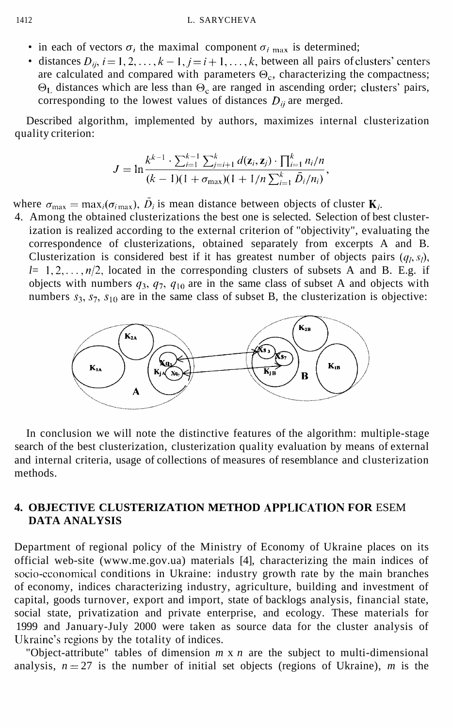- in each of vectors $\sigma_i$ the maximal component $\sigma_{i\,\max}$ is determined;
- distances $D_{ij}$, $i = 1, 2, \ldots, k-1$, $j = i+1, \ldots, k$, between all pairs of clusters' centers are calculated and compared with parameters $\Theta_c$, characterizing the compactness; $\Theta_L$ distances which are less than $\Theta_c$ are ranged in ascending order; clusters' pairs, corresponding to the lowest values of distances $D_{ij}$ are merged.

Described algorithm, implemented by authors, maximizes internal clusterization quality criterion:

$$J = \ln \frac{k^{k-1} \cdot \sum_{i=1}^{k-1} \sum_{j=i+1}^{k} d(\mathbf{z}_i, \mathbf{z}_j) \cdot \prod_{i=1}^{k} n_i/n}{(k-1)(1+\sigma_{\max})(1 + 1/n \sum_{i=1}^{k} \bar{D}_i/n_i)},$$

where $\sigma_{\max} = \max_i(\sigma_{i\,\max})$, $\bar{D}_i$ is mean distance between objects of cluster $\mathbf{K}_i$.

4. Among the obtained clusterizations the best one is selected. Selection of best clusterization is realized according to the external criterion of "objectivity", evaluating the correspondence of clusterizations, obtained separately from excerpts A and B. Clusterization is considered best if it has greatest number of objects pairs $(q_l, s_l)$, $l = 1, 2, \ldots, n/2$, located in the corresponding clusters of subsets A and B. E.g. if objects with numbers $q_3$, $q_7$, $q_{10}$ are in the same class of subset A and objects with numbers $s_3$, $s_7$, $s_{10}$ are in the same class of subset B, the clusterization is objective:

In conclusion we will note the distinctive features of the algorithm: multiple-stage search of the best clusterization, clusterization quality evaluation by means of external and internal criteria, usage of collections of measures of resemblance and clusterization methods.

## 4. OBJECTIVE CLUSTERIZATION METHOD APPLICATION FOR ESEM DATA ANALYSIS

Department of regional policy of the Ministry of Economy of Ukraine places on its official web-site (www.me.gov.ua) materials [4], characterizing the main indices of socio-economical conditions in Ukraine: industry growth rate by the main branches of economy, indices characterizing industry, agriculture, building and investment of capital, goods turnover, export and import, state of backlogs analysis, financial state, social state, privatization and private enterprise, and ecology. These materials for 1999 and January-July 2000 were taken as source data for the cluster analysis of Ukraine's regions by the totality of indices.

"Object-attribute" tables of dimension $m$ x $n$ are the subject to multi-dimensional analysis, $n = 27$ is the number of initial set objects (regions of Ukraine), $m$ is the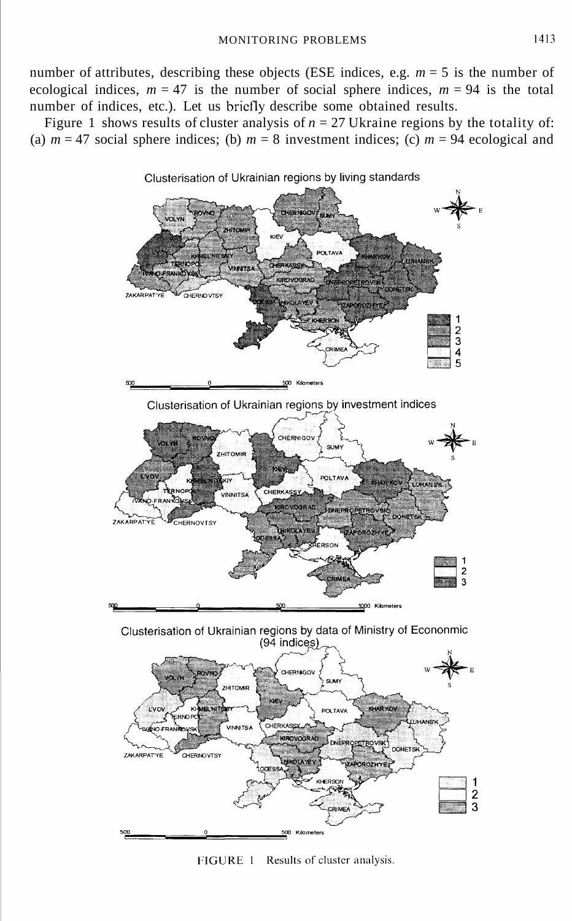number of attributes, describing these objects (ESE indices, e.g. $m = 5$ is the number of ecological indices, $m = 47$ is the number of social sphere indices, $m = 94$ is the total number of indices, etc.). Let us briefly describe some obtained results.

Figure 1 shows results of cluster analysis of $n = 27$ Ukraine regions by the totality of: (a) $m = 47$ social sphere indices; (b) $m = 8$ investment indices; (c) $m = 94$ ecological and

FIGURE 1 Results of cluster analysis.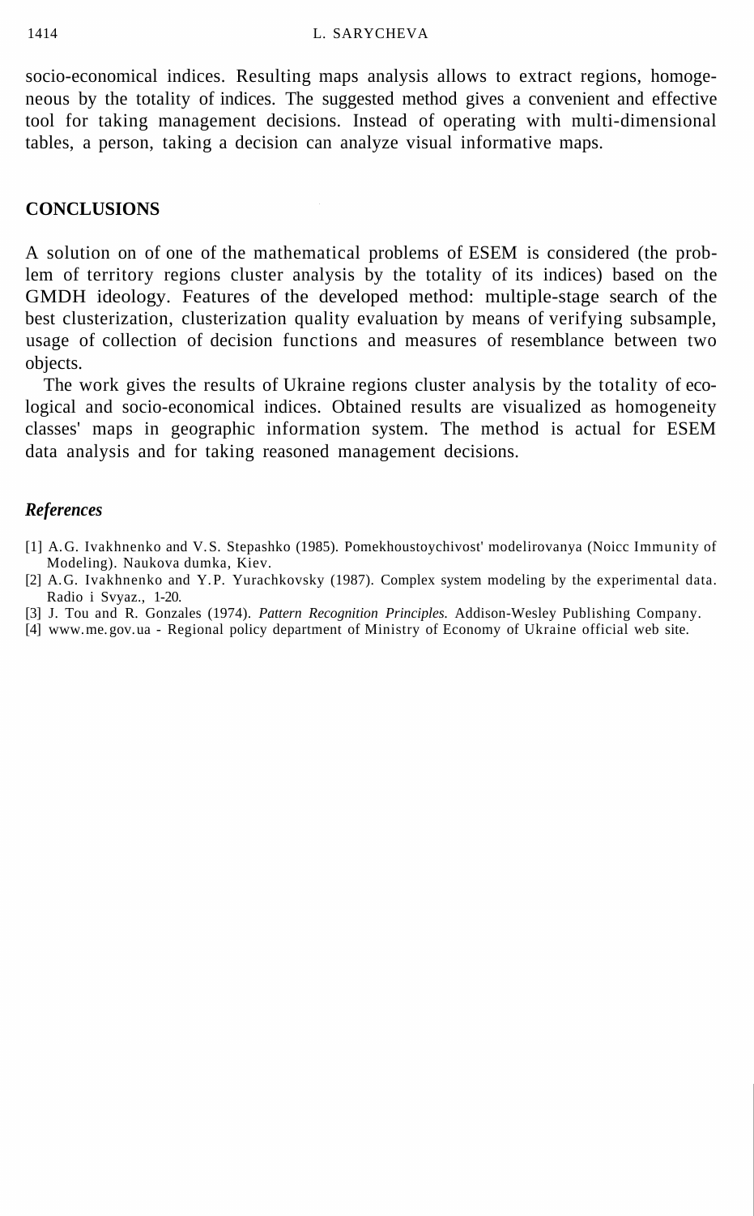socio-economical indices. Resulting maps analysis allows to extract regions, homogeneous by the totality of indices. The suggested method gives a convenient and effective tool for taking management decisions. Instead of operating with multi-dimensional tables, a person, taking a decision can analyze visual informative maps.

## CONCLUSIONS

A solution on of one of the mathematical problems of ESEM is considered (the problem of territory regions cluster analysis by the totality of its indices) based on the GMDH ideology. Features of the developed method: multiple-stage search of the best clusterization, clusterization quality evaluation by means of verifying subsample, usage of collection of decision functions and measures of resemblance between two objects.

The work gives the results of Ukraine regions cluster analysis by the totality of ecological and socio-economical indices. Obtained results are visualized as homogeneity classes' maps in geographic information system. The method is actual for ESEM data analysis and for taking reasoned management decisions.

### *References*

[1] A.G. Ivakhnenko and V.S. Stepashko (1985). Pomekhoustoychivost' modelirovanya (Noicc Immunity of Modeling). Naukova dumka, Kiev.

[2] A.G. Ivakhnenko and Y.P. Yurachkovsky (1987). Complex system modeling by the experimental data. Radio i Svyaz., 1-20.

[3] J. Tou and R. Gonzales (1974). *Pattern Recognition Principles.* Addison-Wesley Publishing Company.

[4] www.me.gov.ua - Regional policy department of Ministry of Economy of Ukraine official web site.